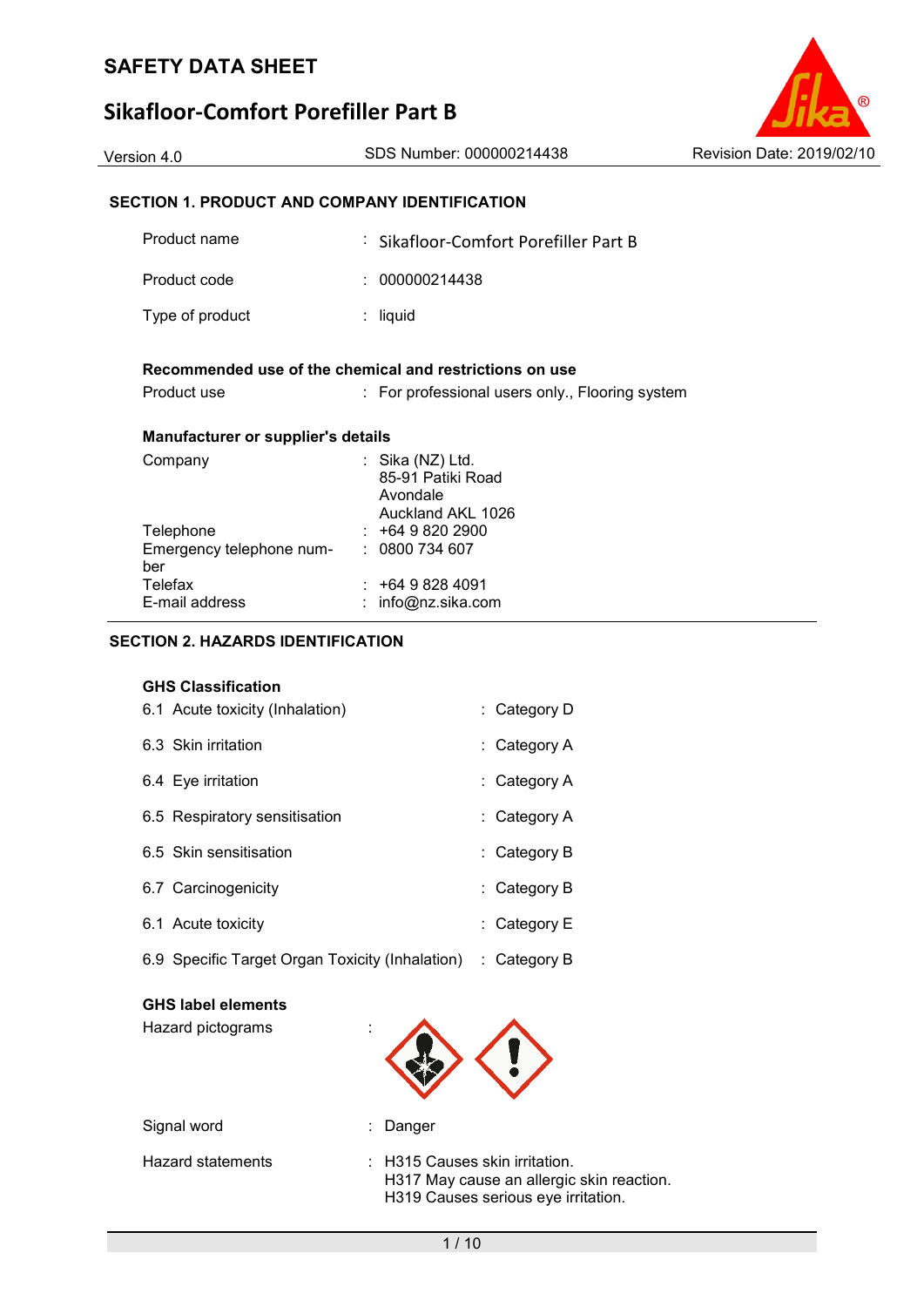# SAFETY DATA SHEET

## Sikafloor-Comfort Porefiller Part B

Version 4.0 | SDS Number: 000000214438 | Revision Date: 2019/02/10

### SECTION 1. PRODUCT AND COMPANY IDENTIFICATION

| | | |
|---|---|---|
| Product name | : | Sikafloor-Comfort Porefiller Part B |
| Product code | : | 000000214438 |
| Type of product | : | liquid |

**Recommended use of the chemical and restrictions on use**

| | | |
|---|---|---|
| Product use | : | For professional users only., Flooring system |

**Manufacturer or supplier's details**

| | | |
|---|---|---|
| Company | : | Sika (NZ) Ltd.<br>85-91 Patiki Road<br>Avondale<br>Auckland AKL 1026 |
| Telephone | : | +64 9 820 2900 |
| Emergency telephone number | : | 0800 734 607 |
| Telefax | : | +64 9 828 4091 |
| E-mail address | : | info@nz.sika.com |

### SECTION 2. HAZARDS IDENTIFICATION

**GHS Classification**

| | | |
|---|---|---|
| 6.1 Acute toxicity (Inhalation) | : | Category D |
| 6.3 Skin irritation | : | Category A |
| 6.4 Eye irritation | : | Category A |
| 6.5 Respiratory sensitisation | : | Category A |
| 6.5 Skin sensitisation | : | Category B |
| 6.7 Carcinogenicity | : | Category B |
| 6.1 Acute toxicity | : | Category E |
| 6.9 Specific Target Organ Toxicity (Inhalation) | : | Category B |

**GHS label elements**

| | | |
|---|---|---|
| Hazard pictograms | : | |
| Signal word | : | Danger |
| Hazard statements | : | H315 Causes skin irritation.<br>H317 May cause an allergic skin reaction.<br>H319 Causes serious eye irritation. |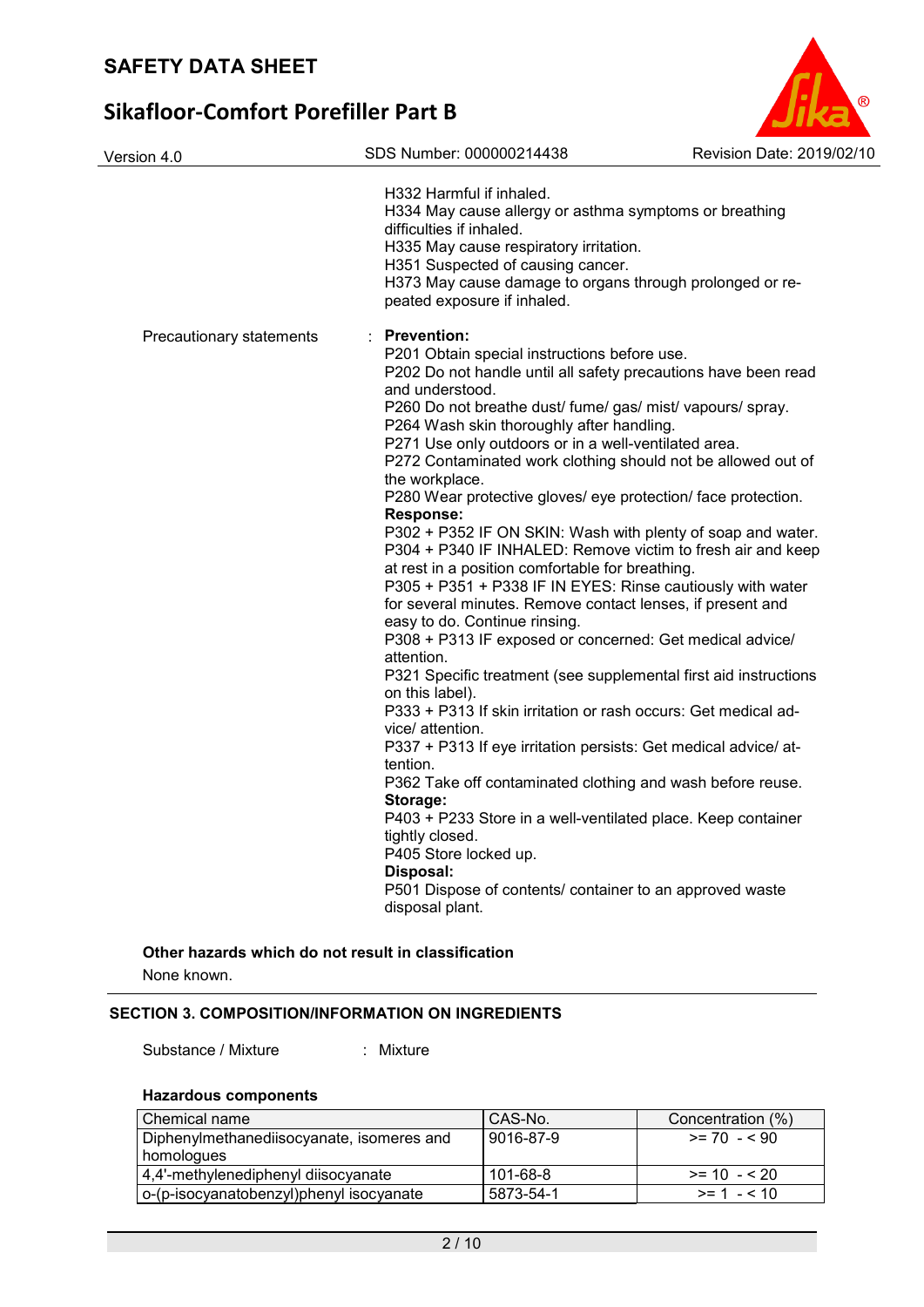H332 Harmful if inhaled.
H334 May cause allergy or asthma symptoms or breathing difficulties if inhaled.
H335 May cause respiratory irritation.
H351 Suspected of causing cancer.
H373 May cause damage to organs through prolonged or repeated exposure if inhaled.

Precautionary statements : **Prevention:**
P201 Obtain special instructions before use.
P202 Do not handle until all safety precautions have been read and understood.
P260 Do not breathe dust/ fume/ gas/ mist/ vapours/ spray.
P264 Wash skin thoroughly after handling.
P271 Use only outdoors or in a well-ventilated area.
P272 Contaminated work clothing should not be allowed out of the workplace.
P280 Wear protective gloves/ eye protection/ face protection.
**Response:**
P302 + P352 IF ON SKIN: Wash with plenty of soap and water.
P304 + P340 IF INHALED: Remove victim to fresh air and keep at rest in a position comfortable for breathing.
P305 + P351 + P338 IF IN EYES: Rinse cautiously with water for several minutes. Remove contact lenses, if present and easy to do. Continue rinsing.
P308 + P313 IF exposed or concerned: Get medical advice/ attention.
P321 Specific treatment (see supplemental first aid instructions on this label).
P333 + P313 If skin irritation or rash occurs: Get medical advice/ attention.
P337 + P313 If eye irritation persists: Get medical advice/ attention.
P362 Take off contaminated clothing and wash before reuse.
**Storage:**
P403 + P233 Store in a well-ventilated place. Keep container tightly closed.
P405 Store locked up.
**Disposal:**
P501 Dispose of contents/ container to an approved waste disposal plant.

**Other hazards which do not result in classification**

None known.

## SECTION 3. COMPOSITION/INFORMATION ON INGREDIENTS

Substance / Mixture : Mixture

**Hazardous components**

| Chemical name | CAS-No. | Concentration (%) |
|---|---|---|
| Diphenylmethanediisocyanate, isomeres and homologues | 9016-87-9 | >= 70 - < 90 |
| 4,4'-methylenediphenyl diisocyanate | 101-68-8 | >= 10 - < 20 |
| o-(p-isocyanatobenzyl)phenyl isocyanate | 5873-54-1 | >= 1 - < 10 |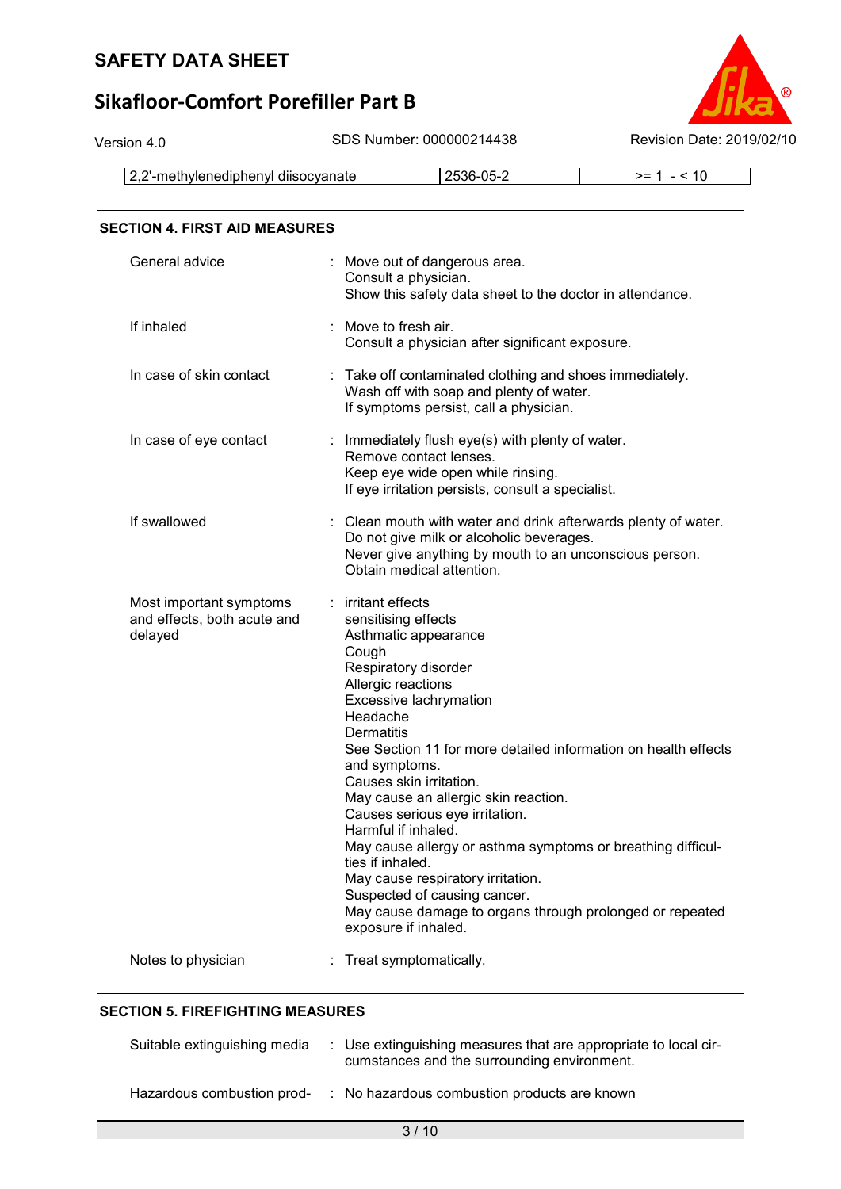| 2,2'-methylenediphenyl diisocyanate | 2536-05-2 | >= 1 - < 10 |
|---|---|---|

## SECTION 4. FIRST AID MEASURES

General advice : Move out of dangerous area.
Consult a physician.
Show this safety data sheet to the doctor in attendance.

If inhaled : Move to fresh air.
Consult a physician after significant exposure.

In case of skin contact : Take off contaminated clothing and shoes immediately.
Wash off with soap and plenty of water.
If symptoms persist, call a physician.

In case of eye contact : Immediately flush eye(s) with plenty of water.
Remove contact lenses.
Keep eye wide open while rinsing.
If eye irritation persists, consult a specialist.

If swallowed : Clean mouth with water and drink afterwards plenty of water.
Do not give milk or alcoholic beverages.
Never give anything by mouth to an unconscious person.
Obtain medical attention.

Most important symptoms and effects, both acute and delayed : irritant effects
sensitising effects
Asthmatic appearance
Cough
Respiratory disorder
Allergic reactions
Excessive lachrymation
Headache
Dermatitis
See Section 11 for more detailed information on health effects and symptoms.
Causes skin irritation.
May cause an allergic skin reaction.
Causes serious eye irritation.
Harmful if inhaled.
May cause allergy or asthma symptoms or breathing difficulties if inhaled.
May cause respiratory irritation.
Suspected of causing cancer.
May cause damage to organs through prolonged or repeated exposure if inhaled.

Notes to physician : Treat symptomatically.

## SECTION 5. FIREFIGHTING MEASURES

Suitable extinguishing media : Use extinguishing measures that are appropriate to local circumstances and the surrounding environment.

Hazardous combustion prod- : No hazardous combustion products are known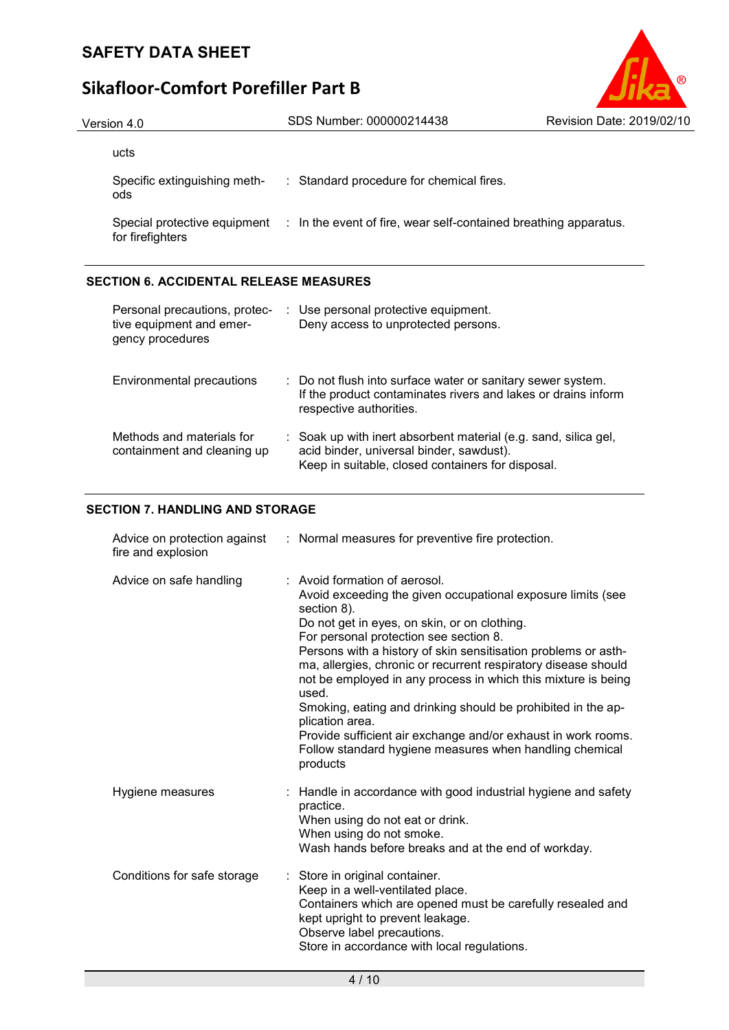ucts

| | | |
|---|---|---|
| Specific extinguishing methods | : | Standard procedure for chemical fires. |
| Special protective equipment for firefighters | : | In the event of fire, wear self-contained breathing apparatus. |

## SECTION 6. ACCIDENTAL RELEASE MEASURES

| | | |
|---|---|---|
| Personal precautions, protective equipment and emergency procedures | : | Use personal protective equipment.<br>Deny access to unprotected persons. |
| Environmental precautions | : | Do not flush into surface water or sanitary sewer system.<br>If the product contaminates rivers and lakes or drains inform respective authorities. |
| Methods and materials for containment and cleaning up | : | Soak up with inert absorbent material (e.g. sand, silica gel, acid binder, universal binder, sawdust).<br>Keep in suitable, closed containers for disposal. |

## SECTION 7. HANDLING AND STORAGE

| | | |
|---|---|---|
| Advice on protection against fire and explosion | : | Normal measures for preventive fire protection. |
| Advice on safe handling | : | Avoid formation of aerosol.<br>Avoid exceeding the given occupational exposure limits (see section 8).<br>Do not get in eyes, on skin, or on clothing.<br>For personal protection see section 8.<br>Persons with a history of skin sensitisation problems or asthma, allergies, chronic or recurrent respiratory disease should not be employed in any process in which this mixture is being used.<br>Smoking, eating and drinking should be prohibited in the application area.<br>Provide sufficient air exchange and/or exhaust in work rooms.<br>Follow standard hygiene measures when handling chemical products |
| Hygiene measures | : | Handle in accordance with good industrial hygiene and safety practice.<br>When using do not eat or drink.<br>When using do not smoke.<br>Wash hands before breaks and at the end of workday. |
| Conditions for safe storage | : | Store in original container.<br>Keep in a well-ventilated place.<br>Containers which are opened must be carefully resealed and kept upright to prevent leakage.<br>Observe label precautions.<br>Store in accordance with local regulations. |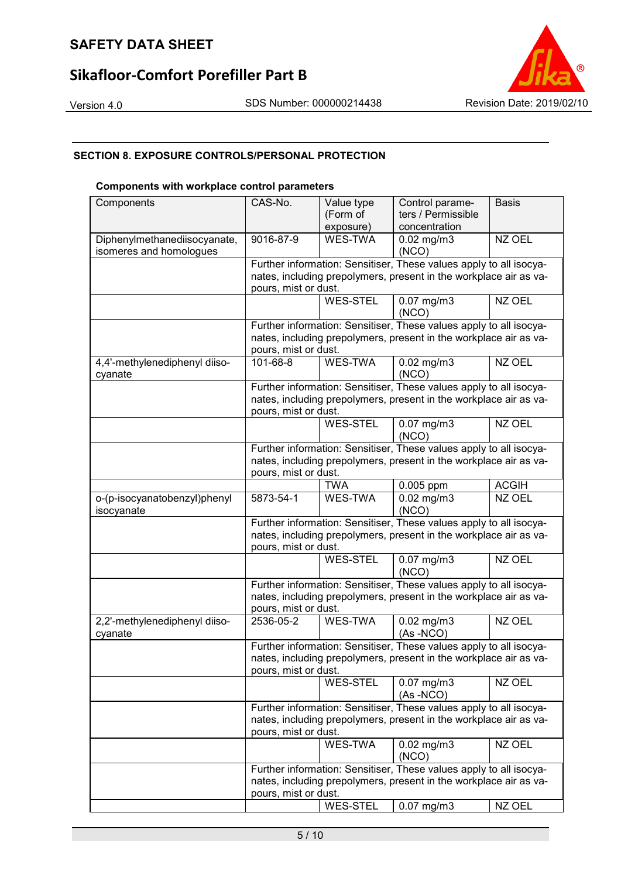## SECTION 8. EXPOSURE CONTROLS/PERSONAL PROTECTION

**Components with workplace control parameters**

| Components | CAS-No. | Value type (Form of exposure) | Control parameters / Permissible concentration | Basis |
|---|---|---|---|---|
| Diphenylmethanediisocyanate, isomeres and homologues | 9016-87-9 | WES-TWA | 0.02 mg/m3 (NCO) | NZ OEL |
| | Further information: Sensitiser, These values apply to all isocyanates, including prepolymers, present in the workplace air as vapours, mist or dust. | | | |
| | | WES-STEL | 0.07 mg/m3 (NCO) | NZ OEL |
| | Further information: Sensitiser, These values apply to all isocyanates, including prepolymers, present in the workplace air as vapours, mist or dust. | | | |
| 4,4'-methylenediphenyl diisocyanate | 101-68-8 | WES-TWA | 0.02 mg/m3 (NCO) | NZ OEL |
| | Further information: Sensitiser, These values apply to all isocyanates, including prepolymers, present in the workplace air as vapours, mist or dust. | | | |
| | | WES-STEL | 0.07 mg/m3 (NCO) | NZ OEL |
| | Further information: Sensitiser, These values apply to all isocyanates, including prepolymers, present in the workplace air as vapours, mist or dust. | | | |
| | | TWA | 0.005 ppm | ACGIH |
| o-(p-isocyanatobenzyl)phenyl isocyanate | 5873-54-1 | WES-TWA | 0.02 mg/m3 (NCO) | NZ OEL |
| | Further information: Sensitiser, These values apply to all isocyanates, including prepolymers, present in the workplace air as vapours, mist or dust. | | | |
| | | WES-STEL | 0.07 mg/m3 (NCO) | NZ OEL |
| | Further information: Sensitiser, These values apply to all isocyanates, including prepolymers, present in the workplace air as vapours, mist or dust. | | | |
| 2,2'-methylenediphenyl diisocyanate | 2536-05-2 | WES-TWA | 0.02 mg/m3 (As -NCO) | NZ OEL |
| | Further information: Sensitiser, These values apply to all isocyanates, including prepolymers, present in the workplace air as vapours, mist or dust. | | | |
| | | WES-STEL | 0.07 mg/m3 (As -NCO) | NZ OEL |
| | Further information: Sensitiser, These values apply to all isocyanates, including prepolymers, present in the workplace air as vapours, mist or dust. | | | |
| | | WES-TWA | 0.02 mg/m3 (NCO) | NZ OEL |
| | Further information: Sensitiser, These values apply to all isocyanates, including prepolymers, present in the workplace air as vapours, mist or dust. | | | |
| | | WES-STEL | 0.07 mg/m3 | NZ OEL |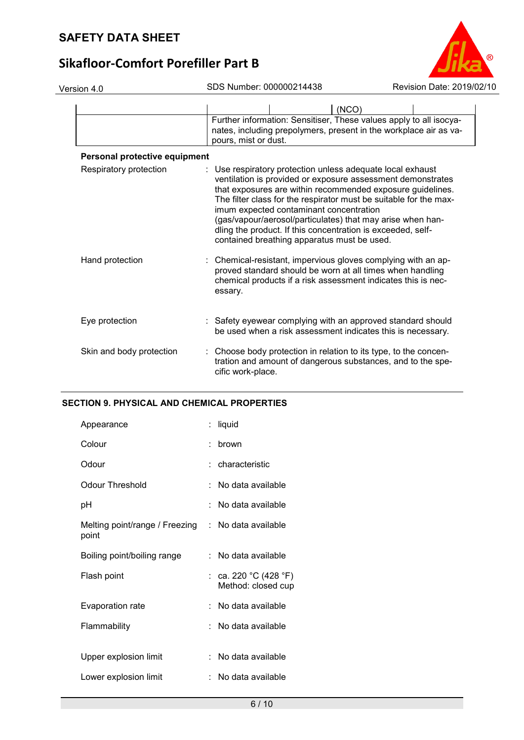| | | | (NCO) | |
|---|---|---|---|---|
| | Further information: Sensitiser, These values apply to all isocyanates, including prepolymers, present in the workplace air as vapours, mist or dust. | | | |

**Personal protective equipment**

Respiratory protection : Use respiratory protection unless adequate local exhaust ventilation is provided or exposure assessment demonstrates that exposures are within recommended exposure guidelines. The filter class for the respirator must be suitable for the maximum expected contaminant concentration (gas/vapour/aerosol/particulates) that may arise when handling the product. If this concentration is exceeded, self-contained breathing apparatus must be used.

Hand protection : Chemical-resistant, impervious gloves complying with an approved standard should be worn at all times when handling chemical products if a risk assessment indicates this is necessary.

Eye protection : Safety eyewear complying with an approved standard should be used when a risk assessment indicates this is necessary.

Skin and body protection : Choose body protection in relation to its type, to the concentration and amount of dangerous substances, and to the specific work-place.

## SECTION 9. PHYSICAL AND CHEMICAL PROPERTIES

| | |
|---|---|
| Appearance | : liquid |
| Colour | : brown |
| Odour | : characteristic |
| Odour Threshold | : No data available |
| pH | : No data available |
| Melting point/range / Freezing point | : No data available |
| Boiling point/boiling range | : No data available |
| Flash point | : ca. 220 °C (428 °F)<br>Method: closed cup |
| Evaporation rate | : No data available |
| Flammability | : No data available |
| Upper explosion limit | : No data available |
| Lower explosion limit | : No data available |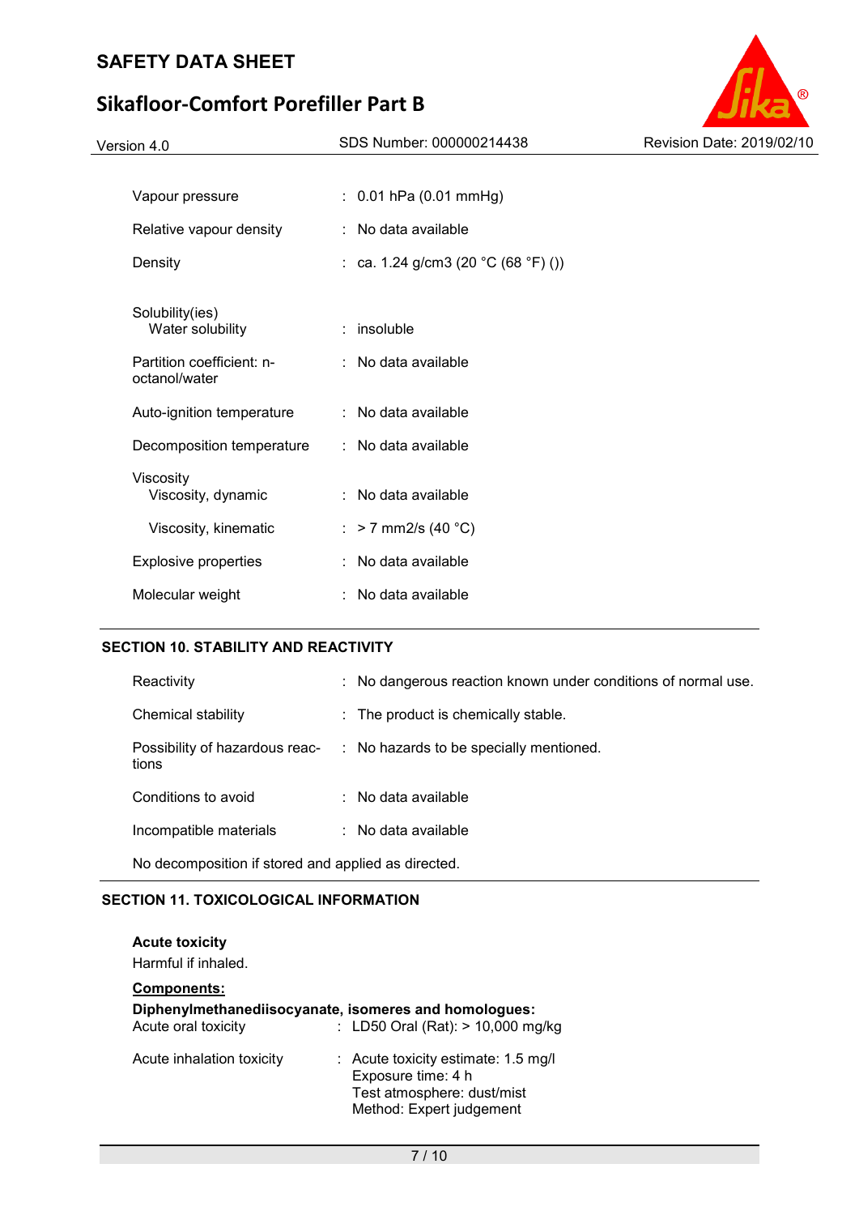| | | |
|---|---|---|
| Vapour pressure | : | 0.01 hPa (0.01 mmHg) |
| Relative vapour density | : | No data available |
| Density | : | ca. 1.24 g/cm3 (20 °C (68 °F) ()) |
| Solubility(ies)<br>Water solubility | : | insoluble |
| Partition coefficient: n-octanol/water | : | No data available |
| Auto-ignition temperature | : | No data available |
| Decomposition temperature | : | No data available |
| Viscosity<br>Viscosity, dynamic | : | No data available |
| Viscosity, kinematic | : | > 7 mm2/s (40 °C) |
| Explosive properties | : | No data available |
| Molecular weight | : | No data available |

## SECTION 10. STABILITY AND REACTIVITY

| | | |
|---|---|---|
| Reactivity | : | No dangerous reaction known under conditions of normal use. |
| Chemical stability | : | The product is chemically stable. |
| Possibility of hazardous reactions | : | No hazards to be specially mentioned. |
| Conditions to avoid | : | No data available |
| Incompatible materials | : | No data available |

No decomposition if stored and applied as directed.

## SECTION 11. TOXICOLOGICAL INFORMATION

**Acute toxicity**

Harmful if inhaled.

**Components:**

**Diphenylmethanediisocyanate, isomeres and homologues:**

| | | |
|---|---|---|
| Acute oral toxicity | : | LD50 Oral (Rat): > 10,000 mg/kg |
| Acute inhalation toxicity | : | Acute toxicity estimate: 1.5 mg/l<br>Exposure time: 4 h<br>Test atmosphere: dust/mist<br>Method: Expert judgement |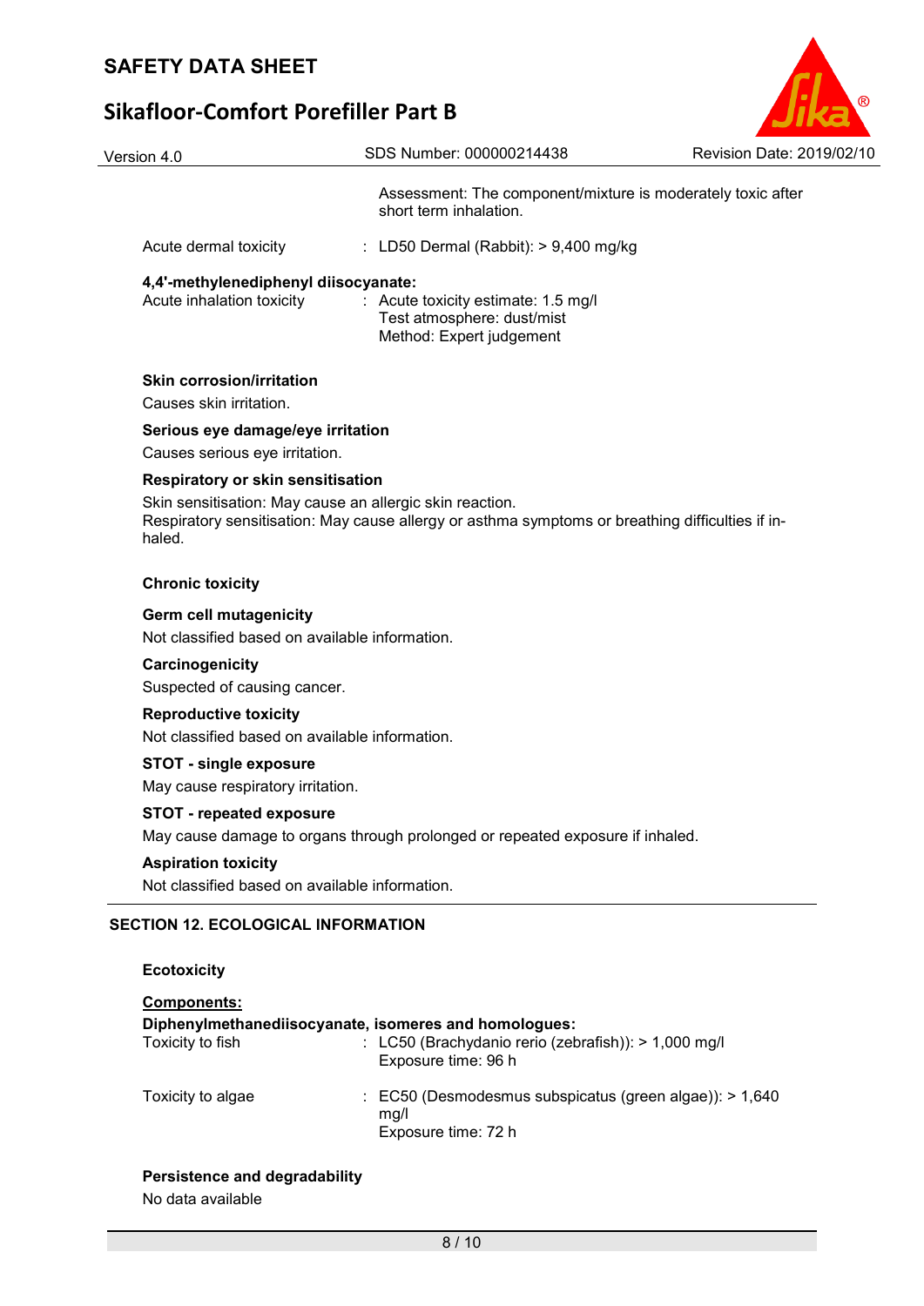| | |
|---|---|
| | Assessment: The component/mixture is moderately toxic after short term inhalation. |
| Acute dermal toxicity | : LD50 Dermal (Rabbit): > 9,400 mg/kg |

**4,4'-methylenediphenyl diisocyanate:**

| | |
|---|---|
| Acute inhalation toxicity | : Acute toxicity estimate: 1.5 mg/l<br>Test atmosphere: dust/mist<br>Method: Expert judgement |

**Skin corrosion/irritation**

Causes skin irritation.

**Serious eye damage/eye irritation**

Causes serious eye irritation.

**Respiratory or skin sensitisation**

Skin sensitisation: May cause an allergic skin reaction.
Respiratory sensitisation: May cause allergy or asthma symptoms or breathing difficulties if inhaled.

**Chronic toxicity**

**Germ cell mutagenicity**

Not classified based on available information.

**Carcinogenicity**

Suspected of causing cancer.

**Reproductive toxicity**

Not classified based on available information.

**STOT - single exposure**

May cause respiratory irritation.

**STOT - repeated exposure**

May cause damage to organs through prolonged or repeated exposure if inhaled.

**Aspiration toxicity**

Not classified based on available information.

## SECTION 12. ECOLOGICAL INFORMATION

**Ecotoxicity**

**Components:**

**Diphenylmethanediisocyanate, isomeres and homologues:**

| | |
|---|---|
| Toxicity to fish | : LC50 (Brachydanio rerio (zebrafish)): > 1,000 mg/l<br>Exposure time: 96 h |
| Toxicity to algae | : EC50 (Desmodesmus subspicatus (green algae)): > 1,640 mg/l<br>Exposure time: 72 h |

**Persistence and degradability**

No data available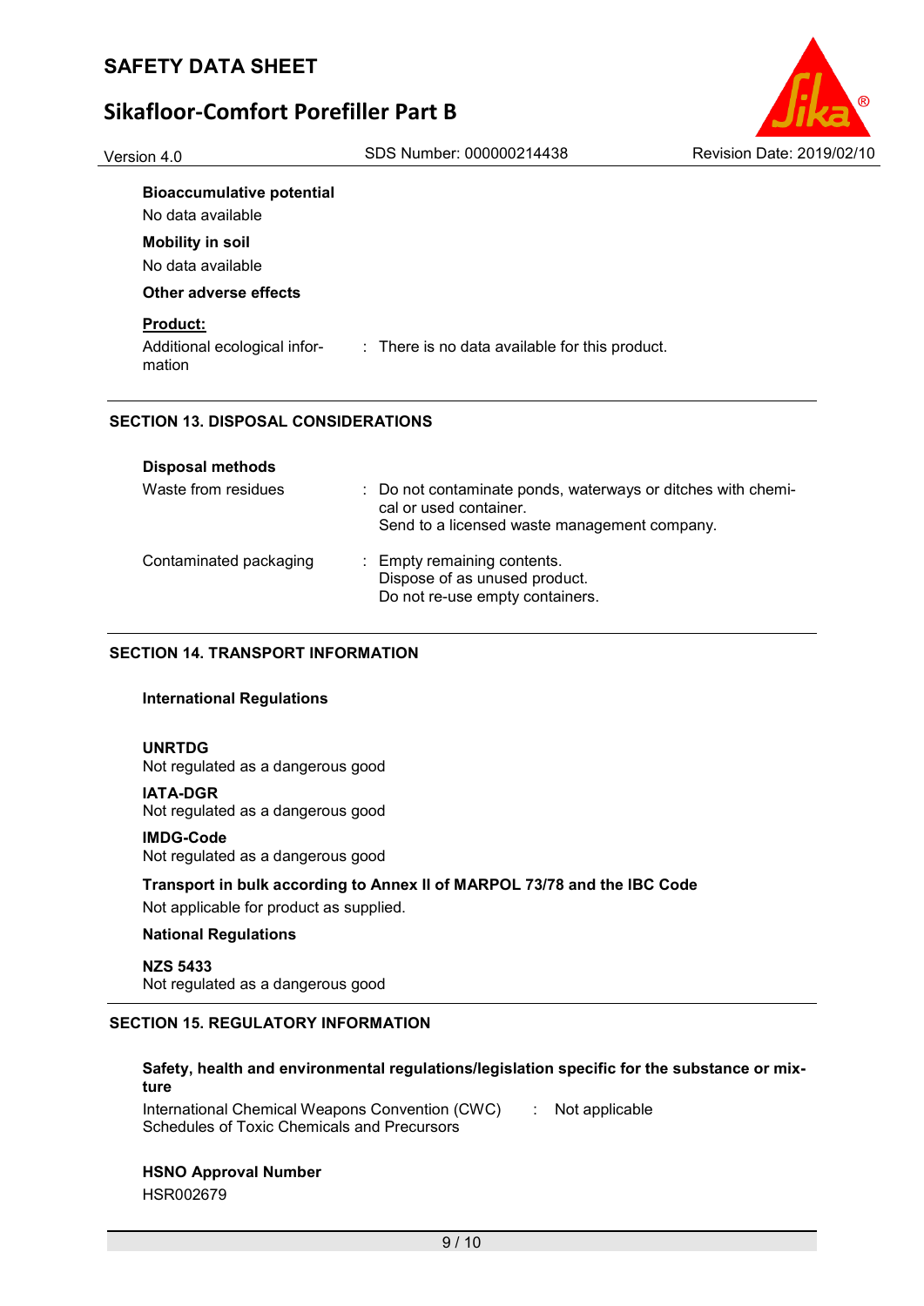**Bioaccumulative potential**

No data available

**Mobility in soil**

No data available

**Other adverse effects**

**Product:**

| | |
|---|---|
| Additional ecological information | : There is no data available for this product. |

## SECTION 13. DISPOSAL CONSIDERATIONS

**Disposal methods**

| | |
|---|---|
| Waste from residues | : Do not contaminate ponds, waterways or ditches with chemical or used container.<br>Send to a licensed waste management company. |
| Contaminated packaging | : Empty remaining contents.<br>Dispose of as unused product.<br>Do not re-use empty containers. |

## SECTION 14. TRANSPORT INFORMATION

**International Regulations**

**UNRTDG**

Not regulated as a dangerous good

**IATA-DGR**

Not regulated as a dangerous good

**IMDG-Code**

Not regulated as a dangerous good

**Transport in bulk according to Annex II of MARPOL 73/78 and the IBC Code**

Not applicable for product as supplied.

**National Regulations**

**NZS 5433**

Not regulated as a dangerous good

## SECTION 15. REGULATORY INFORMATION

**Safety, health and environmental regulations/legislation specific for the substance or mixture**

| | |
|---|---|
| International Chemical Weapons Convention (CWC) Schedules of Toxic Chemicals and Precursors | : Not applicable |

**HSNO Approval Number**

HSR002679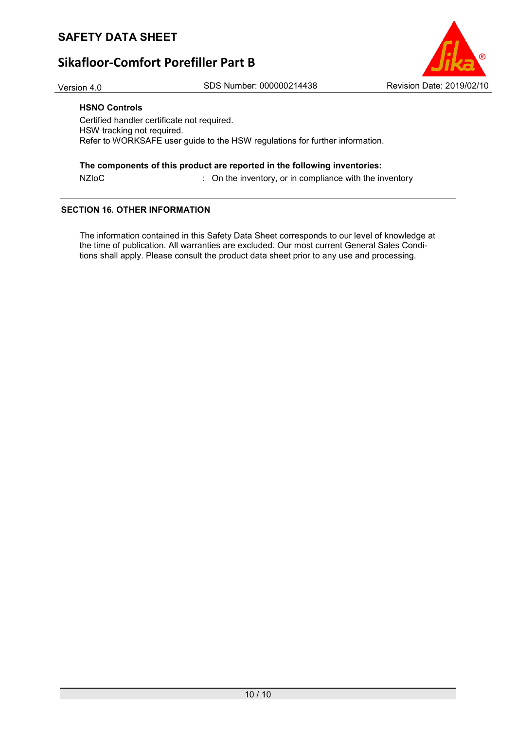**HSNO Controls**

Certified handler certificate not required.
HSW tracking not required.
Refer to WORKSAFE user guide to the HSW regulations for further information.

**The components of this product are reported in the following inventories:**

NZIoC : On the inventory, or in compliance with the inventory

## SECTION 16. OTHER INFORMATION

The information contained in this Safety Data Sheet corresponds to our level of knowledge at the time of publication. All warranties are excluded. Our most current General Sales Conditions shall apply. Please consult the product data sheet prior to any use and processing.